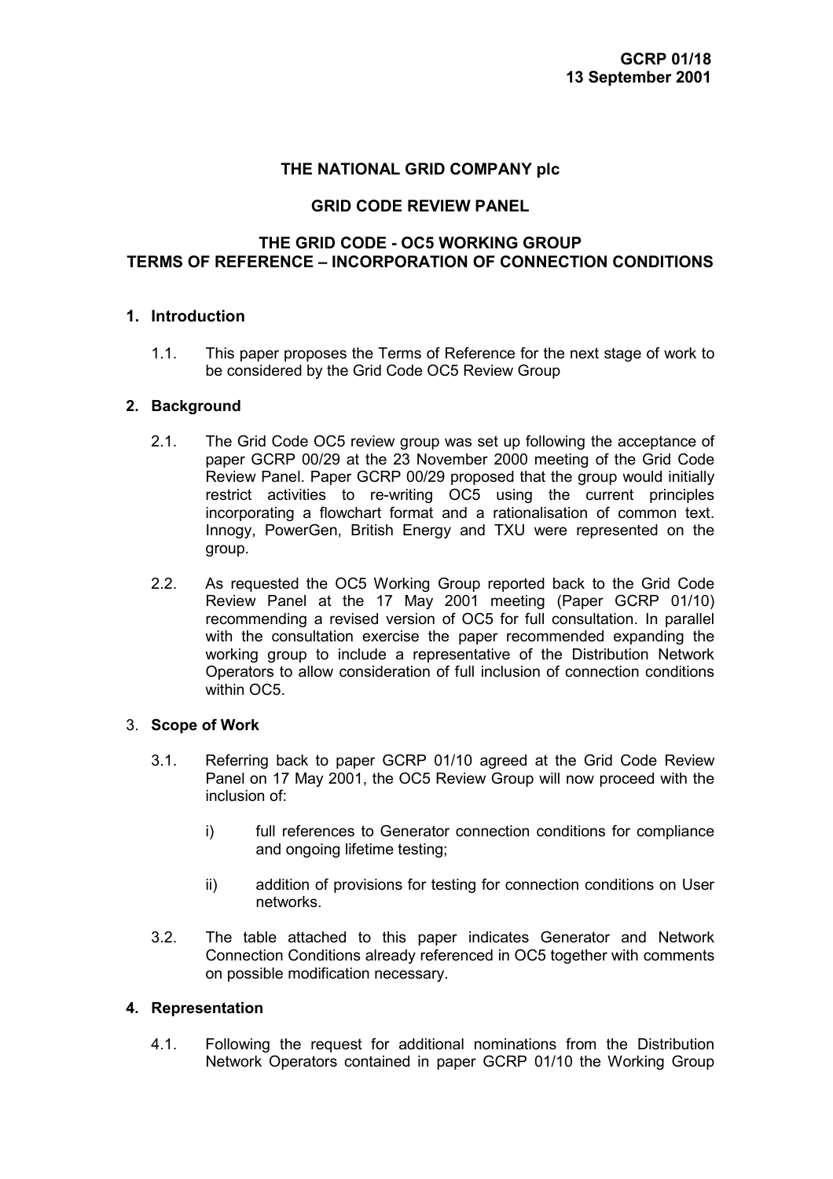**GCRP 01/18**
**13 September 2001**

# THE NATIONAL GRID COMPANY plc

## GRID CODE REVIEW PANEL

## THE GRID CODE - OC5 WORKING GROUP
## TERMS OF REFERENCE – INCORPORATION OF CONNECTION CONDITIONS

### 1. Introduction

1.1. This paper proposes the Terms of Reference for the next stage of work to be considered by the Grid Code OC5 Review Group

### 2. Background

2.1. The Grid Code OC5 review group was set up following the acceptance of paper GCRP 00/29 at the 23 November 2000 meeting of the Grid Code Review Panel. Paper GCRP 00/29 proposed that the group would initially restrict activities to re-writing OC5 using the current principles incorporating a flowchart format and a rationalisation of common text. Innogy, PowerGen, British Energy and TXU were represented on the group.

2.2. As requested the OC5 Working Group reported back to the Grid Code Review Panel at the 17 May 2001 meeting (Paper GCRP 01/10) recommending a revised version of OC5 for full consultation. In parallel with the consultation exercise the paper recommended expanding the working group to include a representative of the Distribution Network Operators to allow consideration of full inclusion of connection conditions within OC5.

### 3. Scope of Work

3.1. Referring back to paper GCRP 01/10 agreed at the Grid Code Review Panel on 17 May 2001, the OC5 Review Group will now proceed with the inclusion of:

i) full references to Generator connection conditions for compliance and ongoing lifetime testing;

ii) addition of provisions for testing for connection conditions on User networks.

3.2. The table attached to this paper indicates Generator and Network Connection Conditions already referenced in OC5 together with comments on possible modification necessary.

### 4. Representation

4.1. Following the request for additional nominations from the Distribution Network Operators contained in paper GCRP 01/10 the Working Group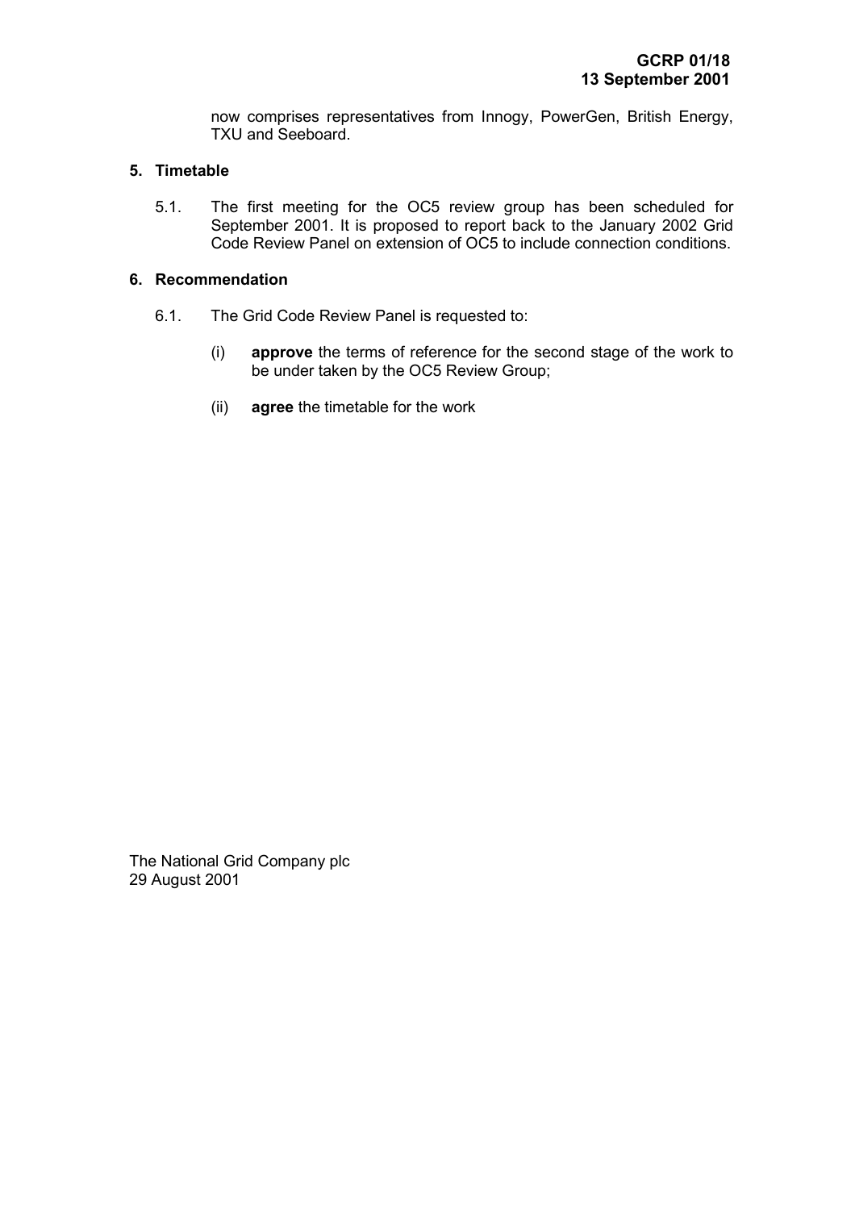now comprises representatives from Innogy, PowerGen, British Energy, TXU and Seeboard.

## 5. Timetable

5.1. The first meeting for the OC5 review group has been scheduled for September 2001. It is proposed to report back to the January 2002 Grid Code Review Panel on extension of OC5 to include connection conditions.

## 6. Recommendation

6.1. The Grid Code Review Panel is requested to:

(i) **approve** the terms of reference for the second stage of the work to be under taken by the OC5 Review Group;

(ii) **agree** the timetable for the work

The National Grid Company plc
29 August 2001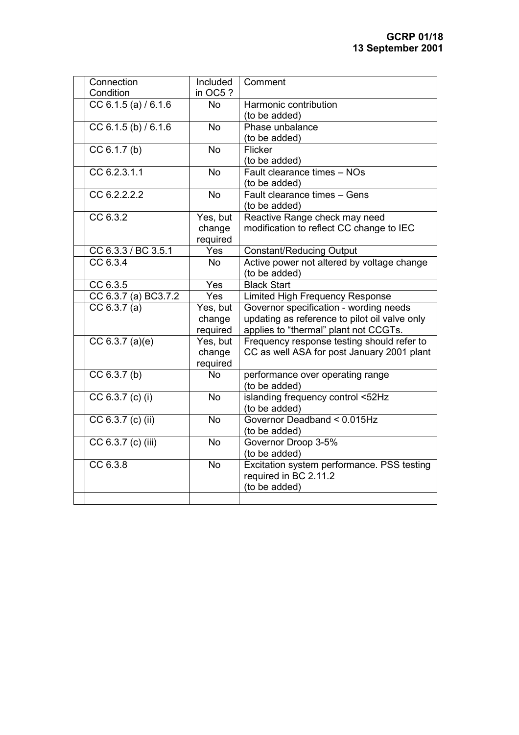| Connection Condition | Included in OC5 ? | Comment |
|---|---|---|
| CC 6.1.5 (a) / 6.1.6 | No | Harmonic contribution (to be added) |
| CC 6.1.5 (b) / 6.1.6 | No | Phase unbalance (to be added) |
| CC 6.1.7 (b) | No | Flicker (to be added) |
| CC 6.2.3.1.1 | No | Fault clearance times – NOs (to be added) |
| CC 6.2.2.2.2 | No | Fault clearance times – Gens (to be added) |
| CC 6.3.2 | Yes, but change required | Reactive Range check may need modification to reflect CC change to IEC |
| CC 6.3.3 / BC 3.5.1 | Yes | Constant/Reducing Output |
| CC 6.3.4 | No | Active power not altered by voltage change (to be added) |
| CC 6.3.5 | Yes | Black Start |
| CC 6.3.7 (a) BC3.7.2 | Yes | Limited High Frequency Response |
| CC 6.3.7 (a) | Yes, but change required | Governor specification - wording needs updating as reference to pilot oil valve only applies to "thermal" plant not CCGTs. |
| CC 6.3.7 (a)(e) | Yes, but change required | Frequency response testing should refer to CC as well ASA for post January 2001 plant |
| CC 6.3.7 (b) | No | performance over operating range (to be added) |
| CC 6.3.7 (c) (i) | No | islanding frequency control <52Hz (to be added) |
| CC 6.3.7 (c) (ii) | No | Governor Deadband < 0.015Hz (to be added) |
| CC 6.3.7 (c) (iii) | No | Governor Droop 3-5% (to be added) |
| CC 6.3.8 | No | Excitation system performance. PSS testing required in BC 2.11.2 (to be added) |
| | | |